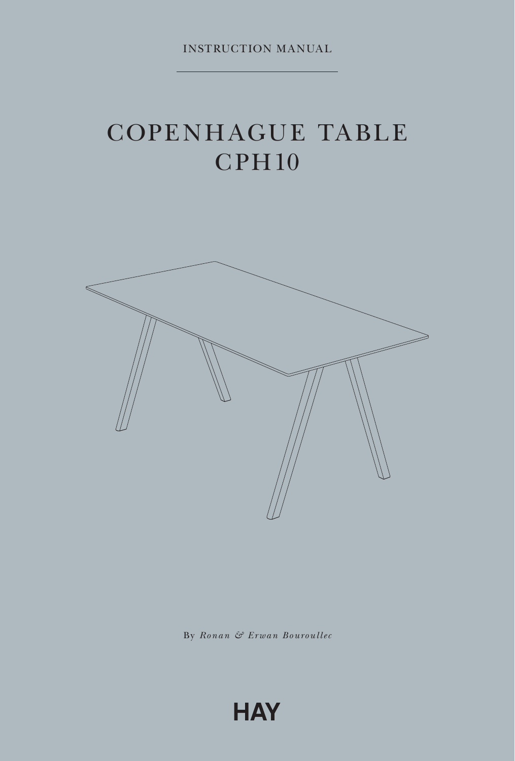INSTRUCTION MANUAL

# COPENHAGUE TABLE
# CPH10

By *Ronan & Erwan Bouroullec*

HAY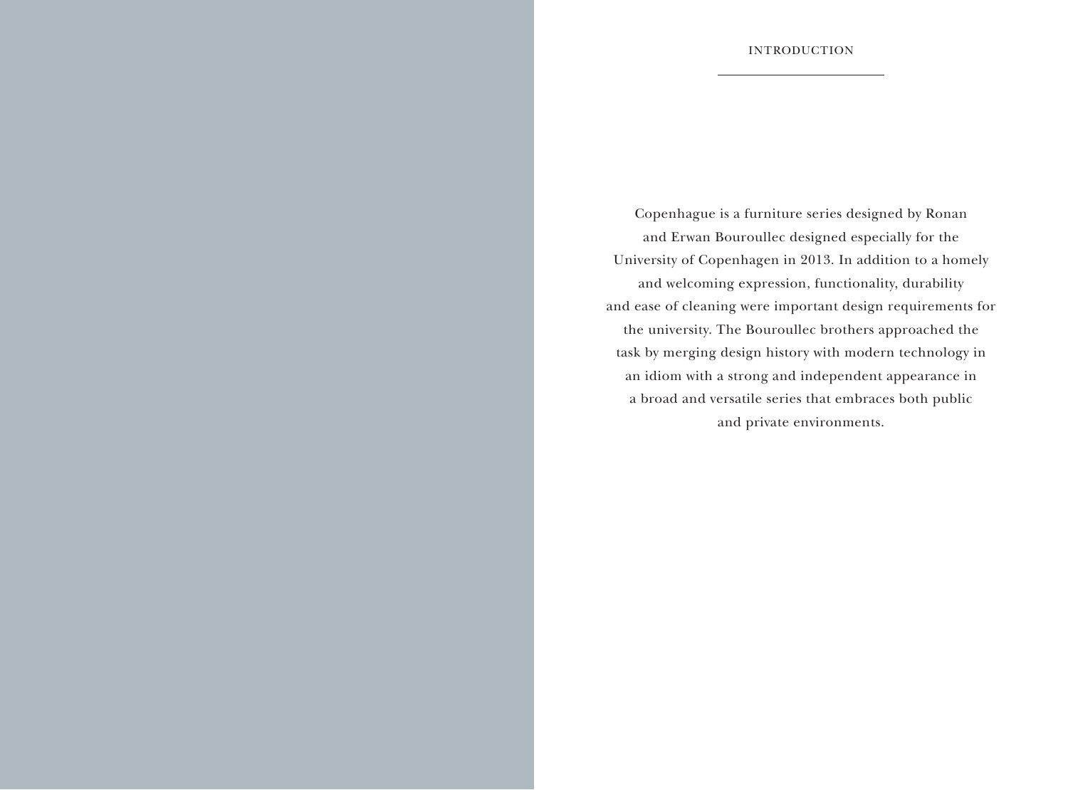# INTRODUCTION

Copenhague is a furniture series designed by Ronan and Erwan Bouroullec designed especially for the University of Copenhagen in 2013. In addition to a homely and welcoming expression, functionality, durability and ease of cleaning were important design requirements for the university. The Bouroullec brothers approached the task by merging design history with modern technology in an idiom with a strong and independent appearance in a broad and versatile series that embraces both public and private environments.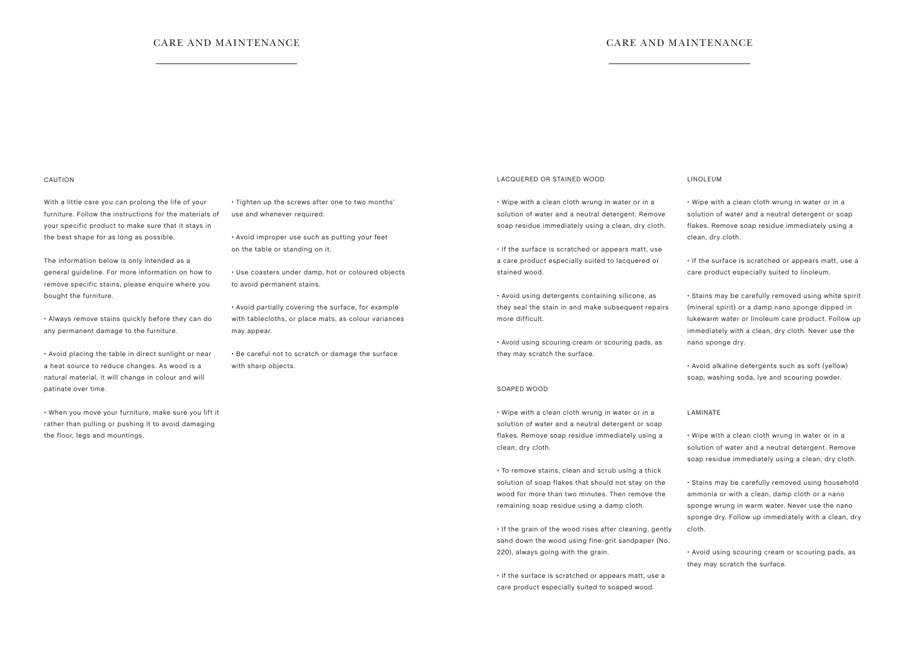# CARE AND MAINTENANCE

## CAUTION

With a little care you can prolong the life of your furniture. Follow the instructions for the materials of your specific product to make sure that it stays in the best shape for as long as possible.

The information below is only intended as a general guideline. For more information on how to remove specific stains, please enquire where you bought the furniture.

- Always remove stains quickly before they can do any permanent damage to the furniture.
- Avoid placing the table in direct sunlight or near a heat source to reduce changes. As wood is a natural material, it will change in colour and will patinate over time.
- When you move your furniture, make sure you lift it rather than pulling or pushing it to avoid damaging the floor, legs and mountings.
- Tighten up the screws after one to two months' use and whenever required.
- Avoid improper use such as putting your feet on the table or standing on it.
- Use coasters under damp, hot or coloured objects to avoid permanent stains.
- Avoid partially covering the surface, for example with tablecloths, or place mats, as colour variances may appear.
- Be careful not to scratch or damage the surface with sharp objects.

## LACQUERED OR STAINED WOOD

- Wipe with a clean cloth wrung in water or in a solution of water and a neutral detergent. Remove soap residue immediately using a clean, dry cloth.
- If the surface is scratched or appears matt, use a care product especially suited to lacquered or stained wood.
- Avoid using detergents containing silicone, as they seal the stain in and make subsequent repairs more difficult.
- Avoid using scouring cream or scouring pads, as they may scratch the surface.

## SOAPED WOOD

- Wipe with a clean cloth wrung in water or in a solution of water and a neutral detergent or soap flakes. Remove soap residue immediately using a clean, dry cloth.
- To remove stains, clean and scrub using a thick solution of soap flakes that should not stay on the wood for more than two minutes. Then remove the remaining soap residue using a damp cloth.
- If the grain of the wood rises after cleaning, gently sand down the wood using fine-grit sandpaper (No. 220), always going with the grain.
- If the surface is scratched or appears matt, use a care product especially suited to soaped wood.

## LINOLEUM

- Wipe with a clean cloth wrung in water or in a solution of water and a neutral detergent or soap flakes. Remove soap residue immediately using a clean, dry cloth.
- If the surface is scratched or appears matt, use a care product especially suited to linoleum.
- Stains may be carefully removed using white spirit (mineral spirit) or a damp nano sponge dipped in lukewarm water or linoleum care product. Follow up immediately with a clean, dry cloth. Never use the nano sponge dry.
- Avoid alkaline detergents such as soft (yellow) soap, washing soda, lye and scouring powder.

## LAMINATE

- Wipe with a clean cloth wrung in water or in a solution of water and a neutral detergent. Remove soap residue immediately using a clean, dry cloth.
- Stains may be carefully removed using household ammonia or with a clean, damp cloth or a nano sponge wrung in warm water. Never use the nano sponge dry. Follow up immediately with a clean, dry cloth.
- Avoid using scouring cream or scouring pads, as they may scratch the surface.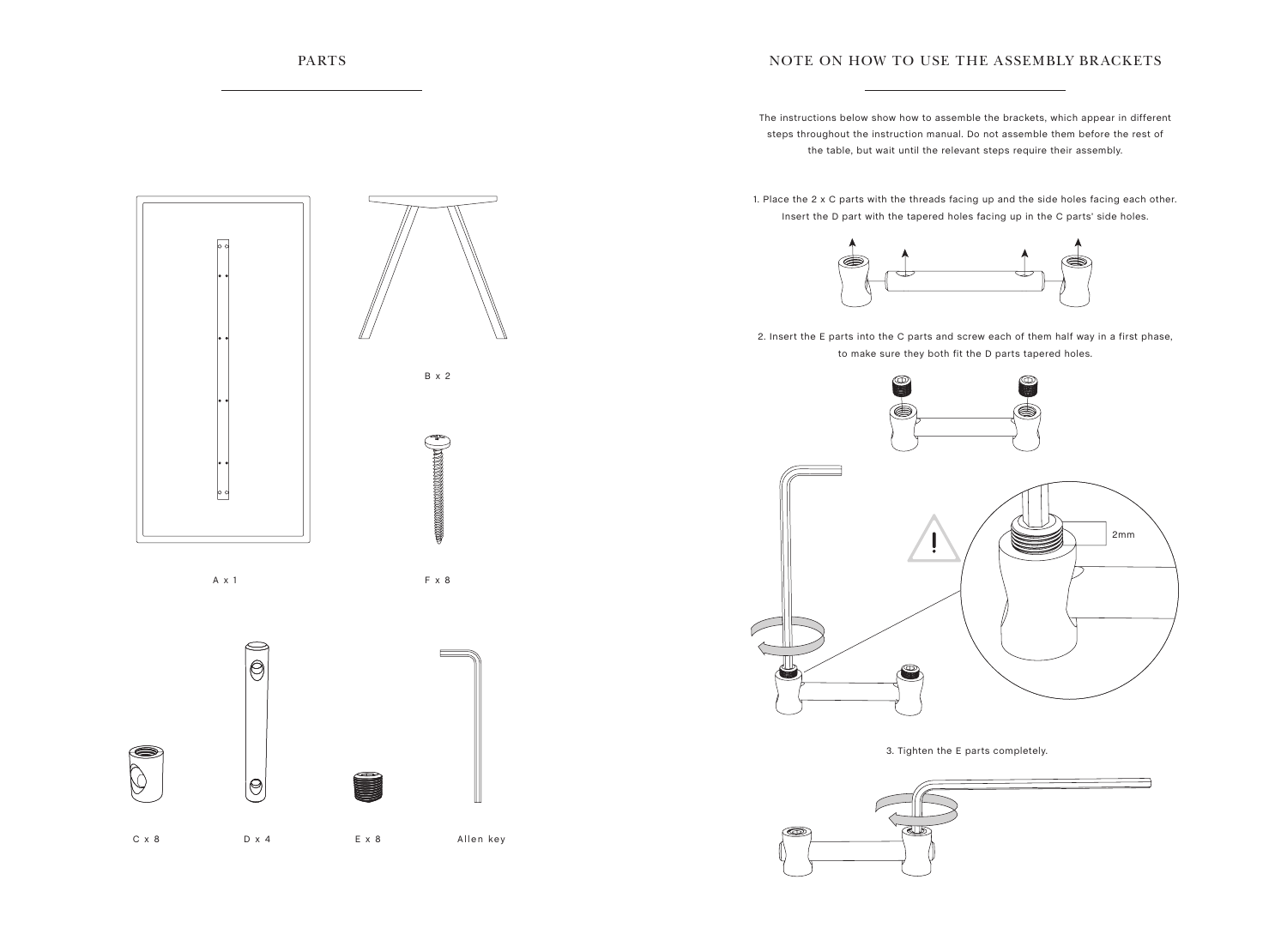## PARTS

A x 1

B x 2

F x 8

C x 8

D x 4

E x 8

Allen key

## NOTE ON HOW TO USE THE ASSEMBLY BRACKETS

The instructions below show how to assemble the brackets, which appear in different steps throughout the instruction manual. Do not assemble them before the rest of the table, but wait until the relevant steps require their assembly.

1. Place the 2 x C parts with the threads facing up and the side holes facing each other. Insert the D part with the tapered holes facing up in the C parts' side holes.

2. Insert the E parts into the C parts and screw each of them half way in a first phase, to make sure they both fit the D parts tapered holes.

2mm

3. Tighten the E parts completely.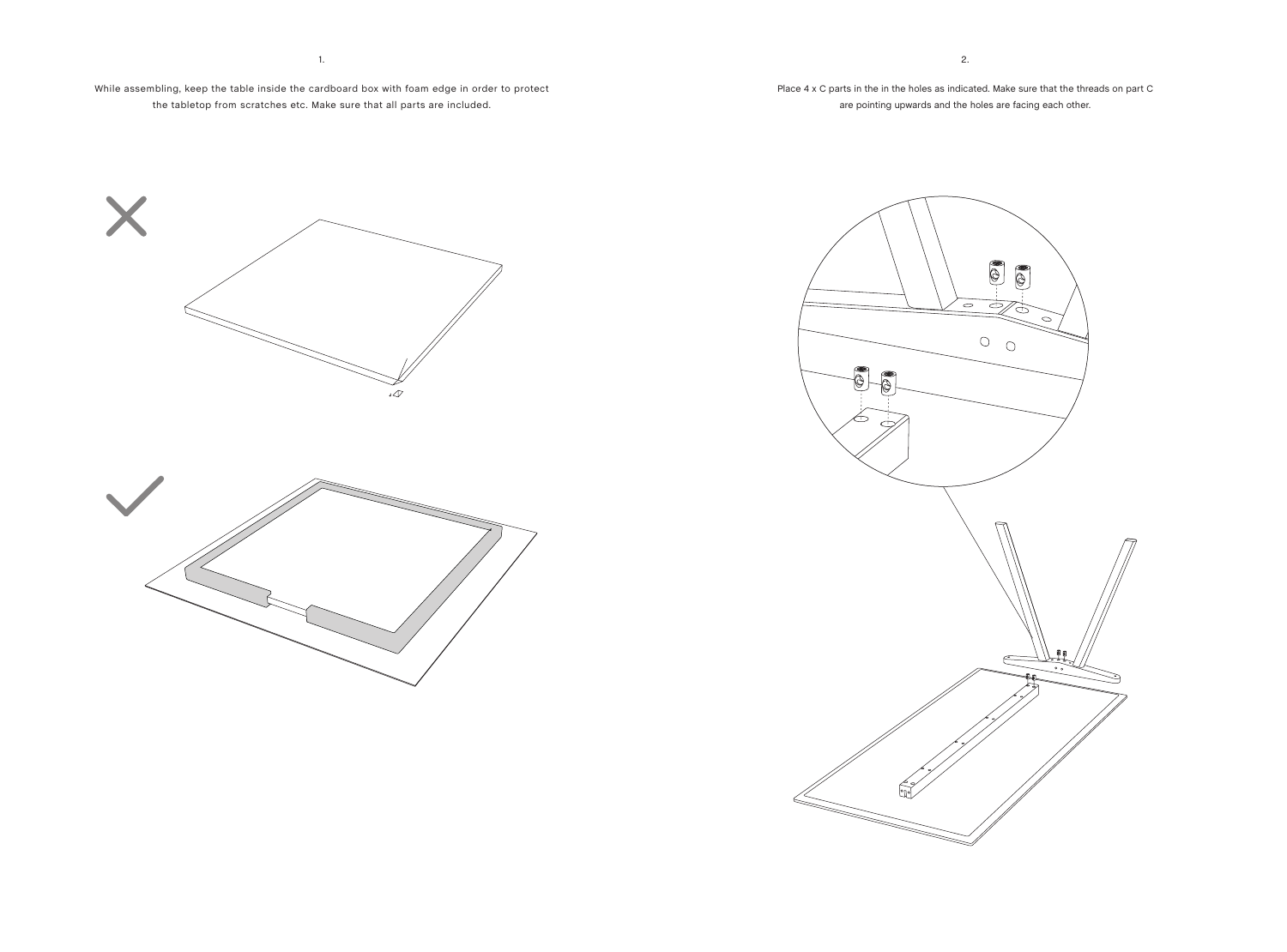1.

While assembling, keep the table inside the cardboard box with foam edge in order to protect the tabletop from scratches etc. Make sure that all parts are included.

2.

Place 4 x C parts in the in the holes as indicated. Make sure that the threads on part C are pointing upwards and the holes are facing each other.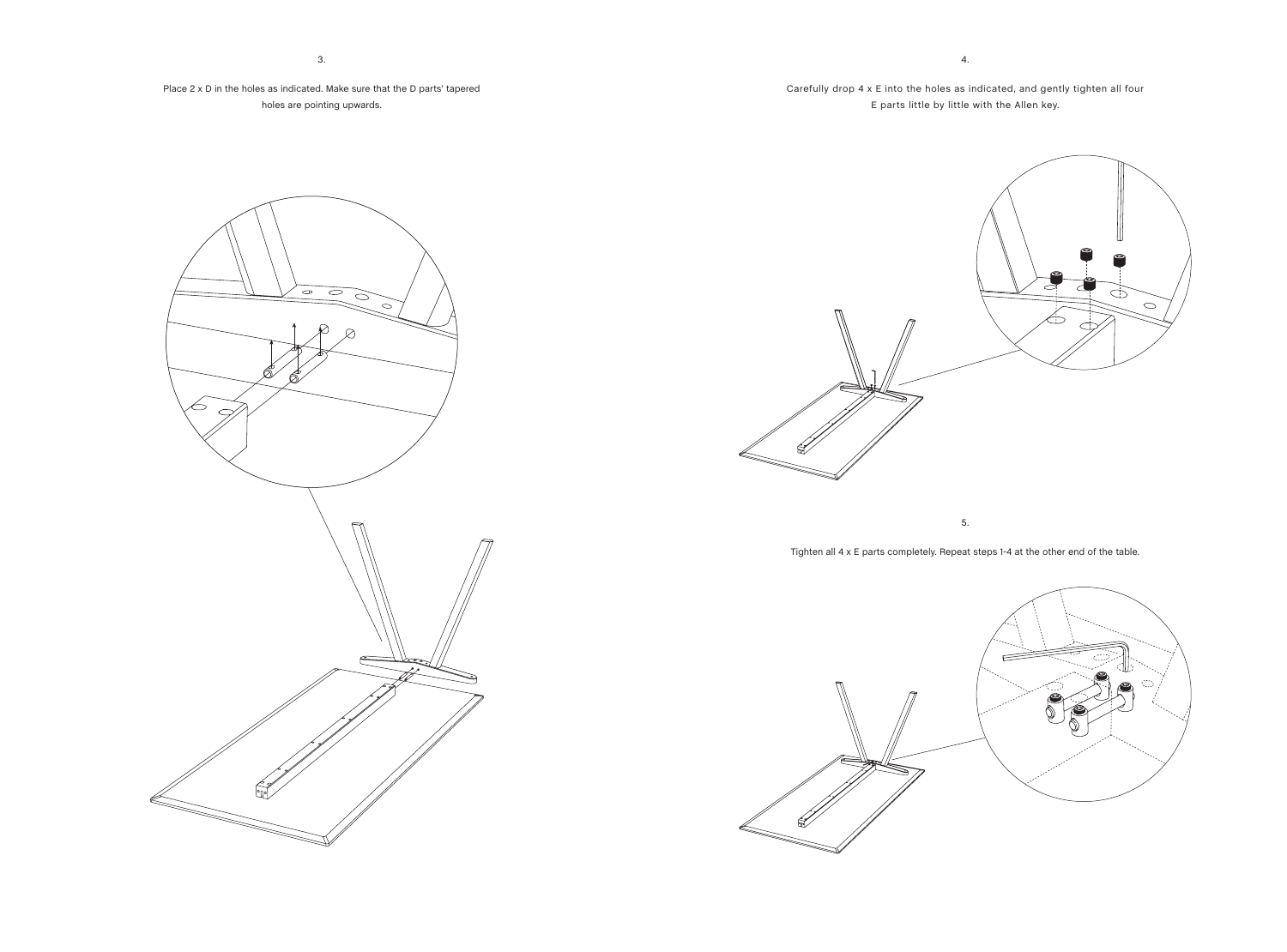3.

Place 2 x D in the holes as indicated. Make sure that the D parts' tapered holes are pointing upwards.

4.

Carefully drop 4 x E into the holes as indicated, and gently tighten all four E parts little by little with the Allen key.

5.

Tighten all 4 x E parts completely. Repeat steps 1-4 at the other end of the table.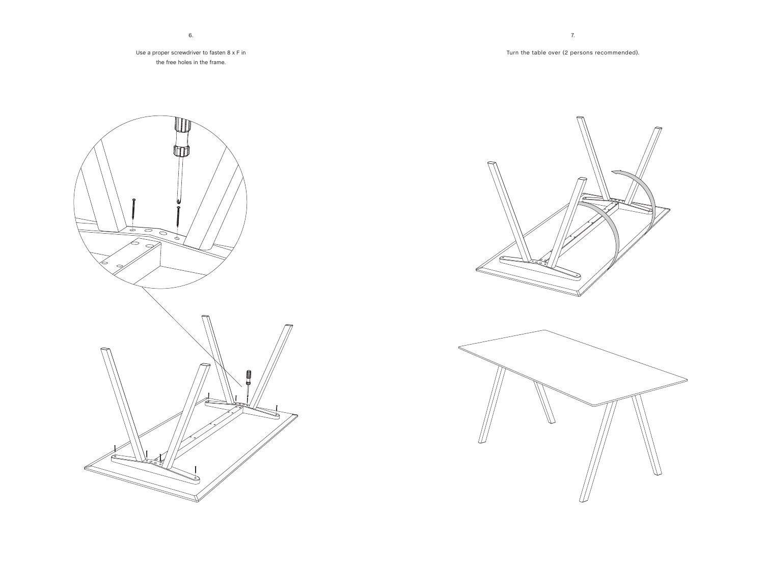6.

Use a proper screwdriver to fasten 8 x F in
the free holes in the frame.

7.

Turn the table over (2 persons recommended).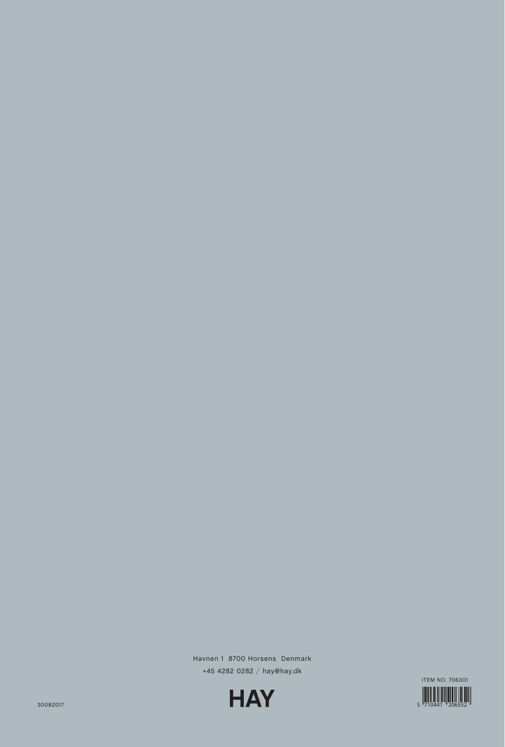Havnen 1  8700 Horsens  Denmark

+45 4282 0282 / hay@hay.dk

30082017

**HAY**

ITEM NO. 706301

5 710441 206552